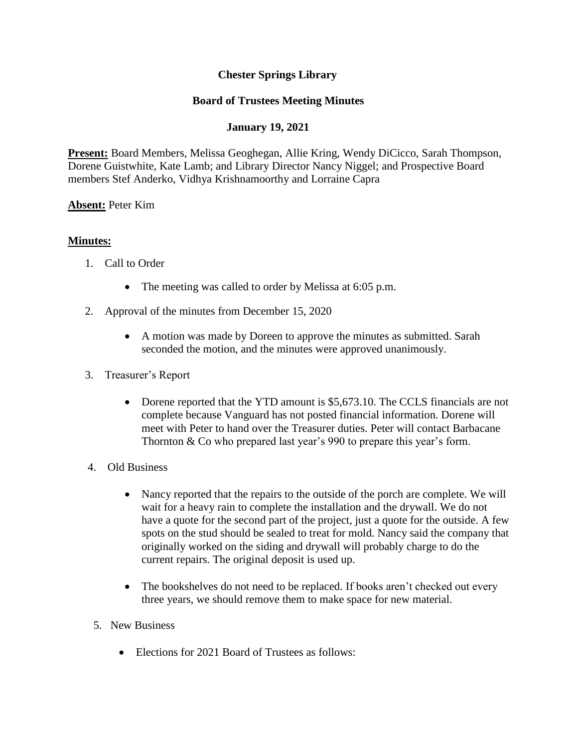**Chester Springs Library**

**Board of Trustees Meeting Minutes**

**January 19, 2021**

**Present:** Board Members, Melissa Geoghegan, Allie Kring, Wendy DiCicco, Sarah Thompson, Dorene Guistwhite, Kate Lamb; and Library Director Nancy Niggel; and Prospective Board members Stef Anderko, Vidhya Krishnamoorthy and Lorraine Capra

**Absent:** Peter Kim

**Minutes:**

1. Call to Order
   - The meeting was called to order by Melissa at 6:05 p.m.
2. Approval of the minutes from December 15, 2020
   - A motion was made by Doreen to approve the minutes as submitted. Sarah seconded the motion, and the minutes were approved unanimously.
3. Treasurer's Report
   - Dorene reported that the YTD amount is $5,673.10. The CCLS financials are not complete because Vanguard has not posted financial information. Dorene will meet with Peter to hand over the Treasurer duties. Peter will contact Barbacane Thornton & Co who prepared last year's 990 to prepare this year's form.
4. Old Business
   - Nancy reported that the repairs to the outside of the porch are complete. We will wait for a heavy rain to complete the installation and the drywall. We do not have a quote for the second part of the project, just a quote for the outside. A few spots on the stud should be sealed to treat for mold. Nancy said the company that originally worked on the siding and drywall will probably charge to do the current repairs. The original deposit is used up.
   - The bookshelves do not need to be replaced. If books aren't checked out every three years, we should remove them to make space for new material.
5. New Business
   - Elections for 2021 Board of Trustees as follows: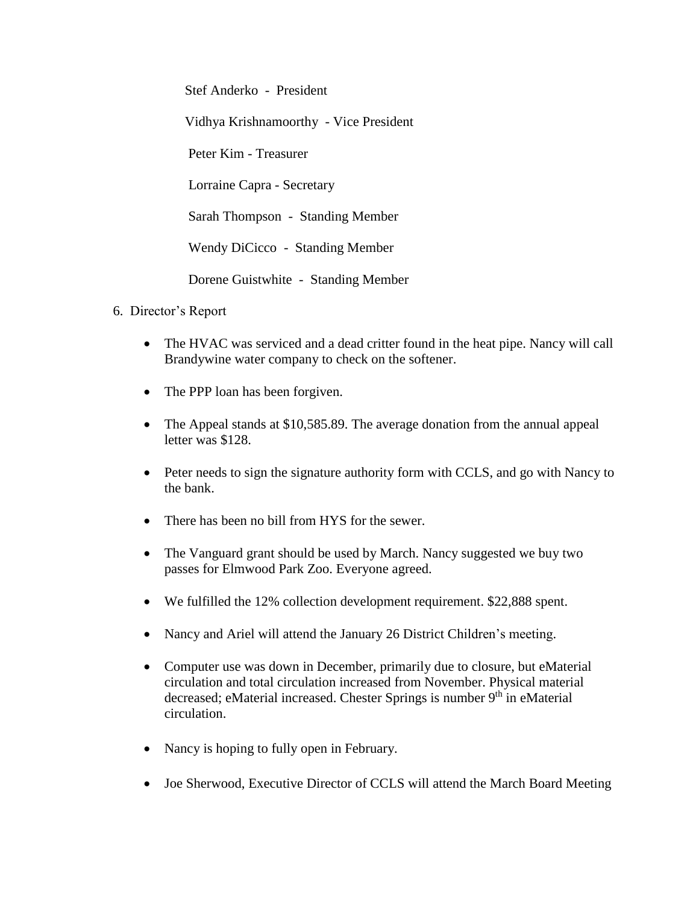Stef Anderko - President

Vidhya Krishnamoorthy - Vice President

Peter Kim - Treasurer

Lorraine Capra - Secretary

Sarah Thompson - Standing Member

Wendy DiCicco - Standing Member

Dorene Guistwhite - Standing Member

6. Director's Report

- The HVAC was serviced and a dead critter found in the heat pipe. Nancy will call Brandywine water company to check on the softener.
- The PPP loan has been forgiven.
- The Appeal stands at $10,585.89. The average donation from the annual appeal letter was $128.
- Peter needs to sign the signature authority form with CCLS, and go with Nancy to the bank.
- There has been no bill from HYS for the sewer.
- The Vanguard grant should be used by March. Nancy suggested we buy two passes for Elmwood Park Zoo. Everyone agreed.
- We fulfilled the 12% collection development requirement. $22,888 spent.
- Nancy and Ariel will attend the January 26 District Children's meeting.
- Computer use was down in December, primarily due to closure, but eMaterial circulation and total circulation increased from November. Physical material decreased; eMaterial increased. Chester Springs is number 9th in eMaterial circulation.
- Nancy is hoping to fully open in February.
- Joe Sherwood, Executive Director of CCLS will attend the March Board Meeting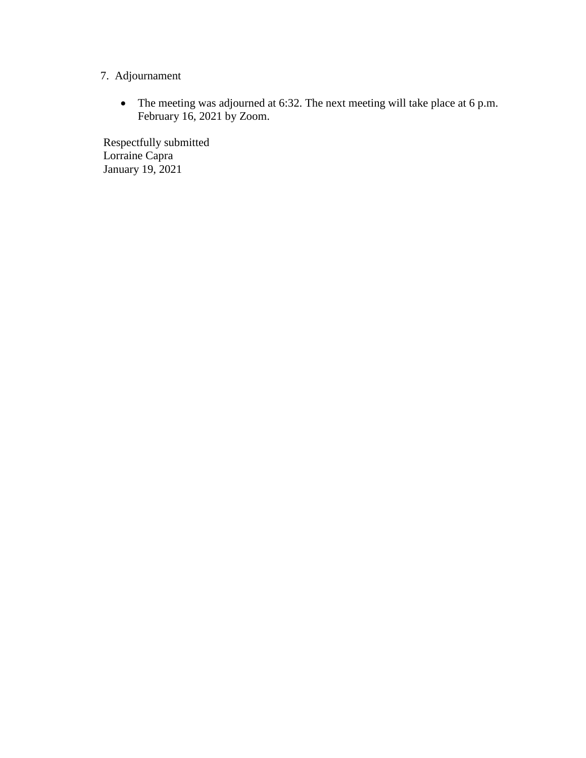7. Adjournament

- The meeting was adjourned at 6:32. The next meeting will take place at 6 p.m. February 16, 2021 by Zoom.

Respectfully submitted
Lorraine Capra
January 19, 2021